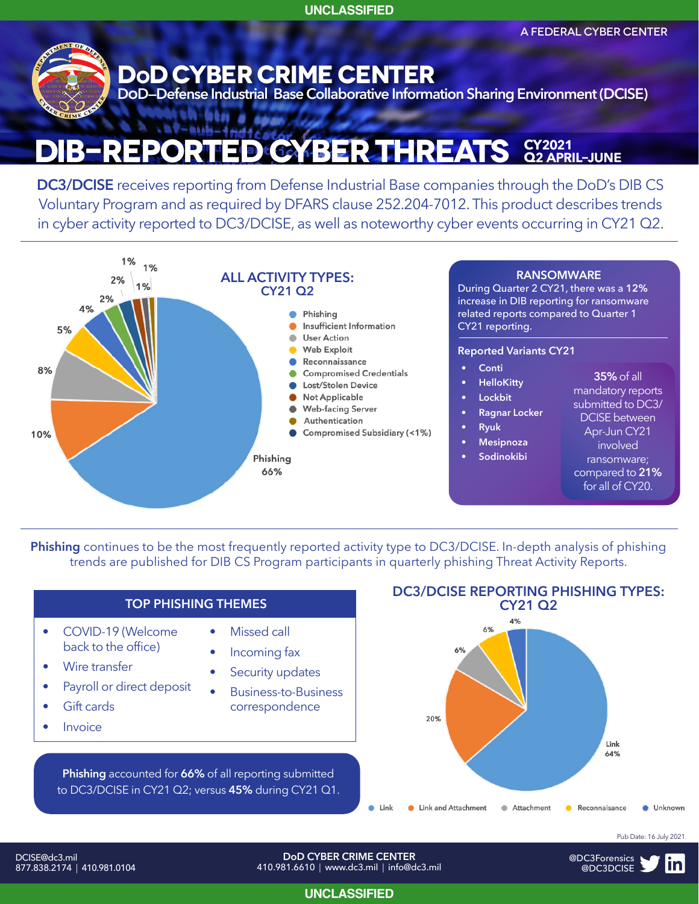UNCLASSIFIED

A FEDERAL CYBER CENTER

# DoD CYBER CRIME CENTER

DoD–Defense Industrial Base Collaborative Information Sharing Environment (DCISE)

# DIB-REPORTED CYBER THREATS CY2021 Q2 APRIL–JUNE

**DC3/DCISE** receives reporting from Defense Industrial Base companies through the DoD's DIB CS Voluntary Program and as required by DFARS clause 252.204-7012. This product describes trends in cyber activity reported to DC3/DCISE, as well as noteworthy cyber events occurring in CY21 Q2.

## ALL ACTIVITY TYPES: CY21 Q2

| Activity Type | Percentage |
|---|---|
| Phishing | 66% |
| Insufficient Information | 10% |
| User Action | 8% |
| Web Exploit | 5% |
| Reconnaissance | 4% |
| Compromised Credentials | 2% |
| Lost/Stolen Device | 2% |
| Not Applicable | 1% |
| Web-facing Server | 1% |
| Authentication | 1% |
| Compromised Subsidiary (<1%) | |

## RANSOMWARE

During Quarter 2 CY21, there was a **12%** increase in DIB reporting for ransomware related reports compared to Quarter 1 CY21 reporting.

### Reported Variants CY21

- Conti
- HelloKitty
- Lockbit
- Ragnar Locker
- Ryuk
- Mesipnoza
- Sodinokibi

**35%** of all mandatory reports submitted to DC3/DCISE between Apr-Jun CY21 involved ransomware; compared to **21%** for all of CY20.

**Phishing** continues to be the most frequently reported activity type to DC3/DCISE. In-depth analysis of phishing trends are published for DIB CS Program participants in quarterly phishing Threat Activity Reports.

## TOP PHISHING THEMES

- COVID-19 (Welcome back to the office)
- Wire transfer
- Payroll or direct deposit
- Gift cards
- Invoice
- Missed call
- Incoming fax
- Security updates
- Business-to-Business correspondence

**Phishing** accounted for **66%** of all reporting submitted to DC3/DCISE in CY21 Q2; versus **45%** during CY21 Q1.

## DC3/DCISE REPORTING PHISHING TYPES: CY21 Q2

| Phishing Type | Percentage |
|---|---|
| Link | 64% |
| Link and Attachment | 20% |
| Attachment | 6% |
| Reconnaisance | 6% |
| Unknown | 4% |

Pub Date: 16 July 2021

DCISE@dc3.mil
877.838.2174 | 410.981.0104

DoD CYBER CRIME CENTER
410.981.6610 | www.dc3.mil | info@dc3.mil

@DC3Forensics
@DC3DCISE

UNCLASSIFIED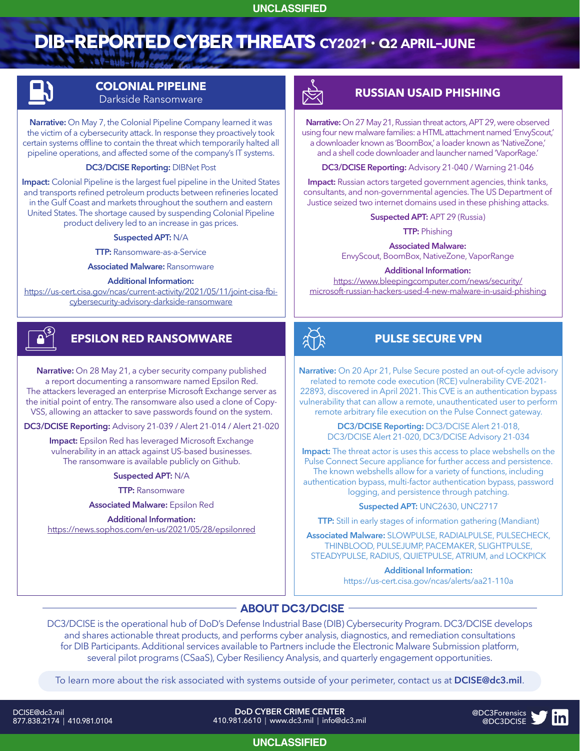UNCLASSIFIED

# DIB-REPORTED CYBER THREATS CY2021 · Q2 APRIL–JUNE

## COLONIAL PIPELINE
Darkside Ransomware

**Narrative:** On May 7, the Colonial Pipeline Company learned it was the victim of a cybersecurity attack. In response they proactively took certain systems offline to contain the threat which temporarily halted all pipeline operations, and affected some of the company's IT systems.

**DC3/DCISE Reporting:** DIBNet Post

**Impact:** Colonial Pipeline is the largest fuel pipeline in the United States and transports refined petroleum products between refineries located in the Gulf Coast and markets throughout the southern and eastern United States. The shortage caused by suspending Colonial Pipeline product delivery led to an increase in gas prices.

**Suspected APT:** N/A

**TTP:** Ransomware-as-a-Service

**Associated Malware:** Ransomware

**Additional Information:**
https://us-cert.cisa.gov/ncas/current-activity/2021/05/11/joint-cisa-fbi-cybersecurity-advisory-darkside-ransomware

## RUSSIAN USAID PHISHING

**Narrative:** On 27 May 21, Russian threat actors, APT 29, were observed using four new malware families: a HTML attachment named 'EnvyScout,' a downloader known as 'BoomBox,' a loader known as 'NativeZone,' and a shell code downloader and launcher named 'VaporRage.'

**DC3/DCISE Reporting:** Advisory 21-040 / Warning 21-046

**Impact:** Russian actors targeted government agencies, think tanks, consultants, and non-governmental agencies. The US Department of Justice seized two internet domains used in these phishing attacks.

**Suspected APT:** APT 29 (Russia)

**TTP:** Phishing

**Associated Malware:**
EnvyScout, BoomBox, NativeZone, VaporRange

**Additional Information:**
https://www.bleepingcomputer.com/news/security/microsoft-russian-hackers-used-4-new-malware-in-usaid-phishing

## EPSILON RED RANSOMWARE

**Narrative:** On 28 May 21, a cyber security company published a report documenting a ransomware named Epsilon Red. The attackers leveraged an enterprise Microsoft Exchange server as the initial point of entry. The ransomware also used a clone of Copy-VSS, allowing an attacker to save passwords found on the system.

**DC3/DCISE Reporting:** Advisory 21-039 / Alert 21-014 / Alert 21-020

**Impact:** Epsilon Red has leveraged Microsoft Exchange vulnerability in an attack against US-based businesses. The ransomware is available publicly on Github.

**Suspected APT:** N/A

**TTP:** Ransomware

**Associated Malware:** Epsilon Red

**Additional Information:**
https://news.sophos.com/en-us/2021/05/28/epsilonred

## PULSE SECURE VPN

**Narrative:** On 20 Apr 21, Pulse Secure posted an out-of-cycle advisory related to remote code execution (RCE) vulnerability CVE-2021-22893, discovered in April 2021. This CVE is an authentication bypass vulnerability that can allow a remote, unauthenticated user to perform remote arbitrary file execution on the Pulse Connect gateway.

**DC3/DCISE Reporting:** DC3/DCISE Alert 21-018, DC3/DCISE Alert 21-020, DC3/DCISE Advisory 21-034

**Impact:** The threat actor is uses this access to place webshells on the Pulse Connect Secure appliance for further access and persistence. The known webshells allow for a variety of functions, including authentication bypass, multi-factor authentication bypass, password logging, and persistence through patching.

**Suspected APT:** UNC2630, UNC2717

**TTP:** Still in early stages of information gathering (Mandiant)

**Associated Malware:** SLOWPULSE, RADIALPULSE, PULSECHECK, THINBLOOD, PULSEJUMP, PACEMAKER, SLIGHTPULSE, STEADYPULSE, RADIUS, QUIETPULSE, ATRIUM, and LOCKPICK

**Additional Information:**
https://us-cert.cisa.gov/ncas/alerts/aa21-110a

## ABOUT DC3/DCISE

DC3/DCISE is the operational hub of DoD's Defense Industrial Base (DIB) Cybersecurity Program. DC3/DCISE develops and shares actionable threat products, and performs cyber analysis, diagnostics, and remediation consultations for DIB Participants. Additional services available to Partners include the Electronic Malware Submission platform, several pilot programs (CSaaS), Cyber Resiliency Analysis, and quarterly engagement opportunities.

To learn more about the risk associated with systems outside of your perimeter, contact us at **DCISE@dc3.mil**.

DCISE@dc3.mil
877.838.2174 | 410.981.0104

**DoD CYBER CRIME CENTER**
410.981.6610 | www.dc3.mil | info@dc3.mil

@DC3Forensics
@DC3DCISE

UNCLASSIFIED